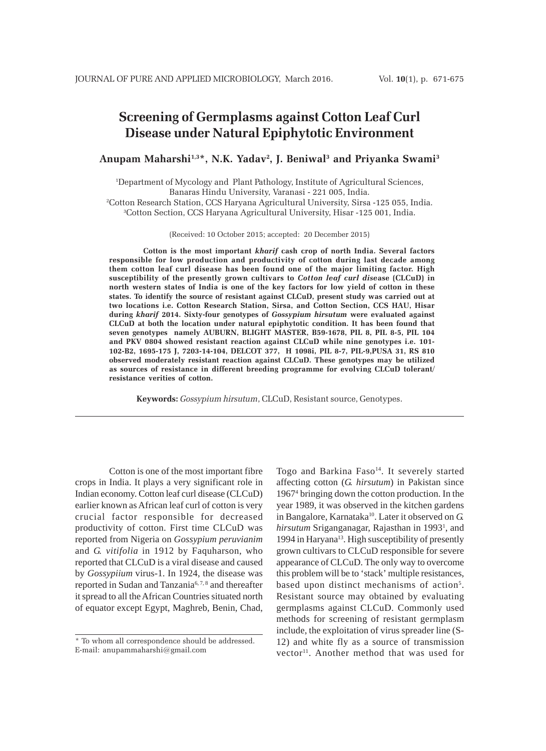# Screening of Germplasms against Cotton Leaf Curl Disease under Natural Epiphytotic Environment

**Anupam Maharshi[1,3]*, N.K. Yadav[2], J. Beniwal[3] and Priyanka Swami[3]**

[1]Department of Mycology and Plant Pathology, Institute of Agricultural Sciences, Banaras Hindu University, Varanasi - 221 005, India.
[2]Cotton Research Station, CCS Haryana Agricultural University, Sirsa -125 055, India.
[3]Cotton Section, CCS Haryana Agricultural University, Hisar -125 001, India.

(Received: 10 October 2015; accepted: 20 December 2015)

**Cotton is the most important *kharif* cash crop of north India. Several factors responsible for low production and productivity of cotton during last decade among them cotton leaf curl disease has been found one of the major limiting factor. High susceptibility of the presently grown cultivars to *Cotton leaf curl dise*ase (CLCuD) in north western states of India is one of the key factors for low yield of cotton in these states. To identify the source of resistant against CLCuD, present study was carried out at two locations i.e. Cotton Research Station, Sirsa, and Cotton Section, CCS HAU, Hisar during *kharif* 2014. Sixty-four genotypes of *Gossypium hirsutum* were evaluated against CLCuD at both the location under natural epiphytotic condition. It has been found that seven genotypes namely AUBURN, BLIGHT MASTER, B59-1678, PIL 8, PIL 8-5, PIL 104 and PKV 0804 showed resistant reaction against CLCuD while nine genotypes i.e. 101-102-B2, 1695-175 J, 7203-14-104, DELCOT 377, H 1098i, PIL 8-7, PIL-9,PUSA 31, RS 810 observed moderately resistant reaction against CLCuD. These genotypes may be utilized as sources of resistance in different breeding programme for evolving CLCuD tolerant/ resistance verities of cotton.**

**Keywords:** *Gossypium hirsutum*, CLCuD, Resistant source, Genotypes.

---

Cotton is one of the most important fibre crops in India. It plays a very significant role in Indian economy. Cotton leaf curl disease (CLCuD) earlier known as African leaf curl of cotton is very crucial factor responsible for decreased productivity of cotton. First time CLCuD was reported from Nigeria on *Gossypium peruvianim* and *G. vitifolia* in 1912 by Faquharson, who reported that CLCuD is a viral disease and caused by *Gossypiium* virus-1. In 1924, the disease was reported in Sudan and Tanzania[6, 7, 8] and thereafter it spread to all the African Countries situated north of equator except Egypt, Maghreb, Benin, Chad, Togo and Barkina Faso[14]. It severely started affecting cotton (*G. hirsutum*) in Pakistan since 1967[4] bringing down the cotton production. In the year 1989, it was observed in the kitchen gardens in Bangalore, Karnataka[10]. Later it observed on *G. hirsutum* Sriganganagar, Rajasthan in 1993[1], and 1994 in Haryana[13]. High susceptibility of presently grown cultivars to CLCuD responsible for severe appearance of CLCuD. The only way to overcome this problem will be to 'stack' multiple resistances, based upon distinct mechanisms of action[5]. Resistant source may obtained by evaluating germplasms against CLCuD. Commonly used methods for screening of resistant germplasm include, the exploitation of virus spreader line (S-12) and white fly as a source of transmission vector[11]. Another method that was used for

---

* To whom all correspondence should be addressed.
E-mail: anupammaharshi@gmail.com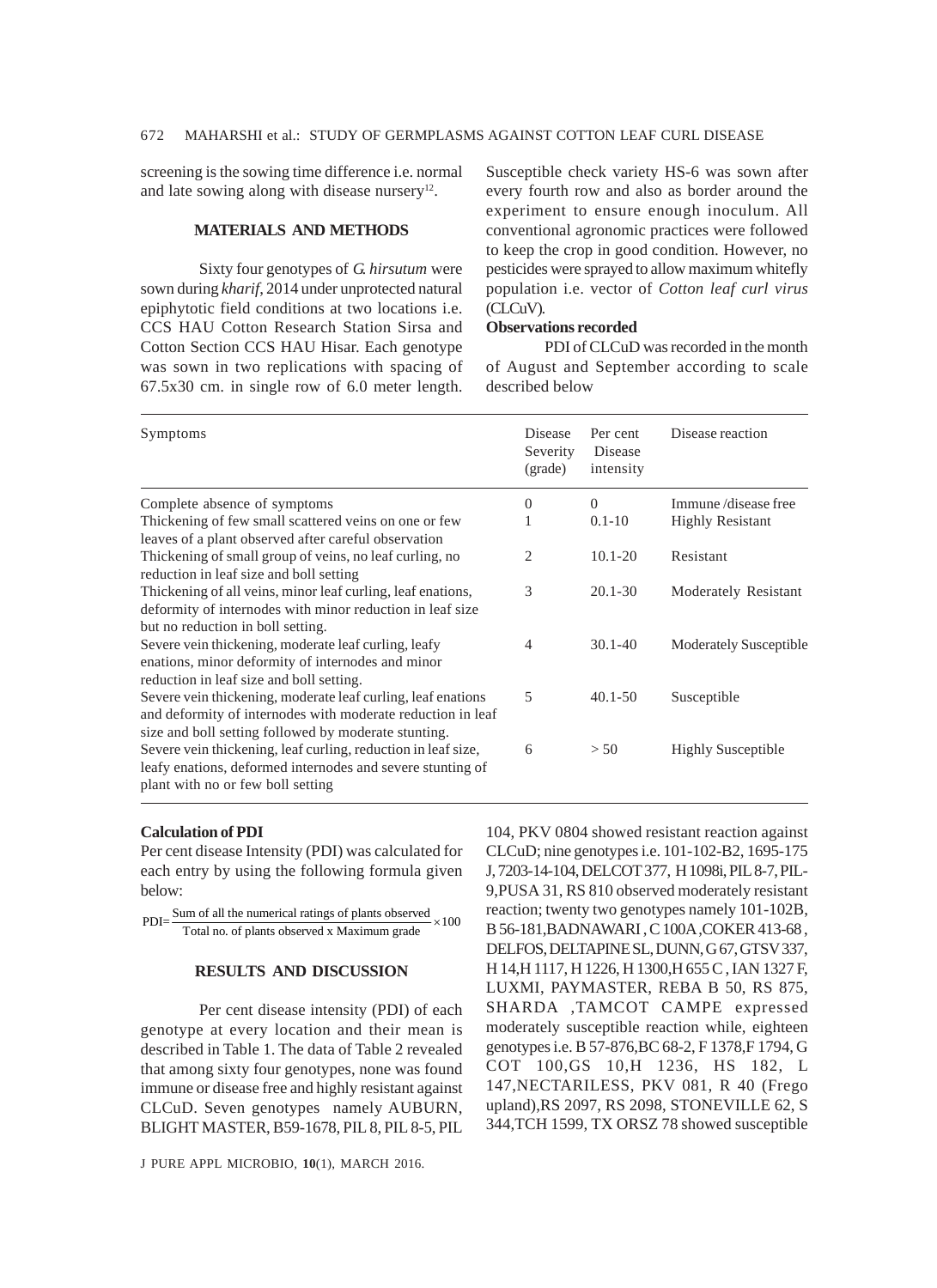screening is the sowing time difference i.e. normal and late sowing along with disease nursery[12].

## MATERIALS AND METHODS

Sixty four genotypes of *G. hirsutum* were sown during *kharif*, 2014 under unprotected natural epiphytotic field conditions at two locations i.e. CCS HAU Cotton Research Station Sirsa and Cotton Section CCS HAU Hisar. Each genotype was sown in two replications with spacing of 67.5x30 cm. in single row of 6.0 meter length. Susceptible check variety HS-6 was sown after every fourth row and also as border around the experiment to ensure enough inoculum. All conventional agronomic practices were followed to keep the crop in good condition. However, no pesticides were sprayed to allow maximum whitefly population i.e. vector of *Cotton leaf curl virus* (CLCuV).

### Observations recorded

PDI of CLCuD was recorded in the month of August and September according to scale described below

| Symptoms | Disease Severity (grade) | Per cent Disease intensity | Disease reaction |
|---|---|---|---|
| Complete absence of symptoms | 0 | 0 | Immune /disease free |
| Thickening of few small scattered veins on one or few leaves of a plant observed after careful observation | 1 | 0.1-10 | Highly Resistant |
| Thickening of small group of veins, no leaf curling, no reduction in leaf size and boll setting | 2 | 10.1-20 | Resistant |
| Thickening of all veins, minor leaf curling, leaf enations, deformity of internodes with minor reduction in leaf size but no reduction in boll setting. | 3 | 20.1-30 | Moderately Resistant |
| Severe vein thickening, moderate leaf curling, leafy enations, minor deformity of internodes and minor reduction in leaf size and boll setting. | 4 | 30.1-40 | Moderately Susceptible |
| Severe vein thickening, moderate leaf curling, leaf enations and deformity of internodes with moderate reduction in leaf size and boll setting followed by moderate stunting. | 5 | 40.1-50 | Susceptible |
| Severe vein thickening, leaf curling, reduction in leaf size, leafy enations, deformed internodes and severe stunting of plant with no or few boll setting | 6 | > 50 | Highly Susceptible |

### Calculation of PDI

Per cent disease Intensity (PDI) was calculated for each entry by using the following formula given below:

$$\text{PDI} = \frac{\text{Sum of all the numerical ratings of plants observed}}{\text{Total no. of plants observed x Maximum grade}} \times 100$$

## RESULTS AND DISCUSSION

Per cent disease intensity (PDI) of each genotype at every location and their mean is described in Table 1. The data of Table 2 revealed that among sixty four genotypes, none was found immune or disease free and highly resistant against CLCuD. Seven genotypes namely AUBURN, BLIGHT MASTER, B59-1678, PIL 8, PIL 8-5, PIL 104, PKV 0804 showed resistant reaction against CLCuD; nine genotypes i.e. 101-102-B2, 1695-175 J, 7203-14-104, DELCOT 377, H 1098i, PIL 8-7, PIL-9, PUSA 31, RS 810 observed moderately resistant reaction; twenty two genotypes namely 101-102B, B 56-181, BADNAWARI, C 100A, COKER 413-68, DELFOS, DELTAPINE SL, DUNN, G 67, GTSV 337, H 14, H 1117, H 1226, H 1300, H 655 C, IAN 1327 F, LUXMI, PAYMASTER, REBA B 50, RS 875, SHARDA, TAMCOT CAMPE expressed moderately susceptible reaction while, eighteen genotypes i.e. B 57-876, BC 68-2, F 1378, F 1794, G COT 100, GS 10, H 1236, HS 182, L 147, NECTARILESS, PKV 081, R 40 (Frego upland), RS 2097, RS 2098, STONEVILLE 62, S 344, TCH 1599, TX ORSZ 78 showed susceptible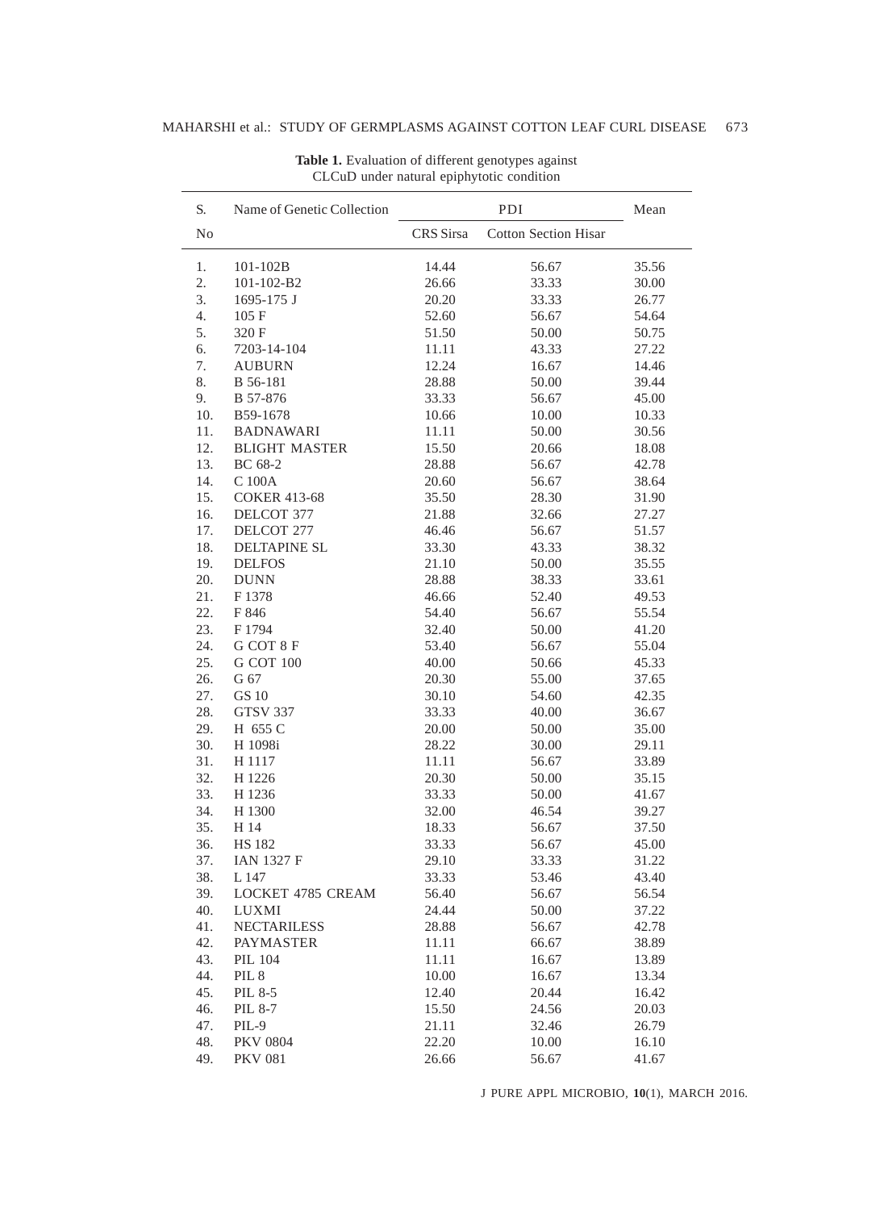**Table 1.** Evaluation of different genotypes against CLCuD under natural epiphytotic condition

| S. No | Name of Genetic Collection | PDI | | Mean |
|---|---|---|---|---|
| | | CRS Sirsa | Cotton Section Hisar | |
| 1. | 101-102B | 14.44 | 56.67 | 35.56 |
| 2. | 101-102-B2 | 26.66 | 33.33 | 30.00 |
| 3. | 1695-175 J | 20.20 | 33.33 | 26.77 |
| 4. | 105 F | 52.60 | 56.67 | 54.64 |
| 5. | 320 F | 51.50 | 50.00 | 50.75 |
| 6. | 7203-14-104 | 11.11 | 43.33 | 27.22 |
| 7. | AUBURN | 12.24 | 16.67 | 14.46 |
| 8. | B 56-181 | 28.88 | 50.00 | 39.44 |
| 9. | B 57-876 | 33.33 | 56.67 | 45.00 |
| 10. | B59-1678 | 10.66 | 10.00 | 10.33 |
| 11. | BADNAWARI | 11.11 | 50.00 | 30.56 |
| 12. | BLIGHT MASTER | 15.50 | 20.66 | 18.08 |
| 13. | BC 68-2 | 28.88 | 56.67 | 42.78 |
| 14. | C 100A | 20.60 | 56.67 | 38.64 |
| 15. | COKER 413-68 | 35.50 | 28.30 | 31.90 |
| 16. | DELCOT 377 | 21.88 | 32.66 | 27.27 |
| 17. | DELCOT 277 | 46.46 | 56.67 | 51.57 |
| 18. | DELTAPINE SL | 33.30 | 43.33 | 38.32 |
| 19. | DELFOS | 21.10 | 50.00 | 35.55 |
| 20. | DUNN | 28.88 | 38.33 | 33.61 |
| 21. | F 1378 | 46.66 | 52.40 | 49.53 |
| 22. | F 846 | 54.40 | 56.67 | 55.54 |
| 23. | F 1794 | 32.40 | 50.00 | 41.20 |
| 24. | G COT 8 F | 53.40 | 56.67 | 55.04 |
| 25. | G COT 100 | 40.00 | 50.66 | 45.33 |
| 26. | G 67 | 20.30 | 55.00 | 37.65 |
| 27. | GS 10 | 30.10 | 54.60 | 42.35 |
| 28. | GTSV 337 | 33.33 | 40.00 | 36.67 |
| 29. | H 655 C | 20.00 | 50.00 | 35.00 |
| 30. | H 1098i | 28.22 | 30.00 | 29.11 |
| 31. | H 1117 | 11.11 | 56.67 | 33.89 |
| 32. | H 1226 | 20.30 | 50.00 | 35.15 |
| 33. | H 1236 | 33.33 | 50.00 | 41.67 |
| 34. | H 1300 | 32.00 | 46.54 | 39.27 |
| 35. | H 14 | 18.33 | 56.67 | 37.50 |
| 36. | HS 182 | 33.33 | 56.67 | 45.00 |
| 37. | IAN 1327 F | 29.10 | 33.33 | 31.22 |
| 38. | L 147 | 33.33 | 53.46 | 43.40 |
| 39. | LOCKET 4785 CREAM | 56.40 | 56.67 | 56.54 |
| 40. | LUXMI | 24.44 | 50.00 | 37.22 |
| 41. | NECTARILESS | 28.88 | 56.67 | 42.78 |
| 42. | PAYMASTER | 11.11 | 66.67 | 38.89 |
| 43. | PIL 104 | 11.11 | 16.67 | 13.89 |
| 44. | PIL 8 | 10.00 | 16.67 | 13.34 |
| 45. | PIL 8-5 | 12.40 | 20.44 | 16.42 |
| 46. | PIL 8-7 | 15.50 | 24.56 | 20.03 |
| 47. | PIL-9 | 21.11 | 32.46 | 26.79 |
| 48. | PKV 0804 | 22.20 | 10.00 | 16.10 |
| 49. | PKV 081 | 26.66 | 56.67 | 41.67 |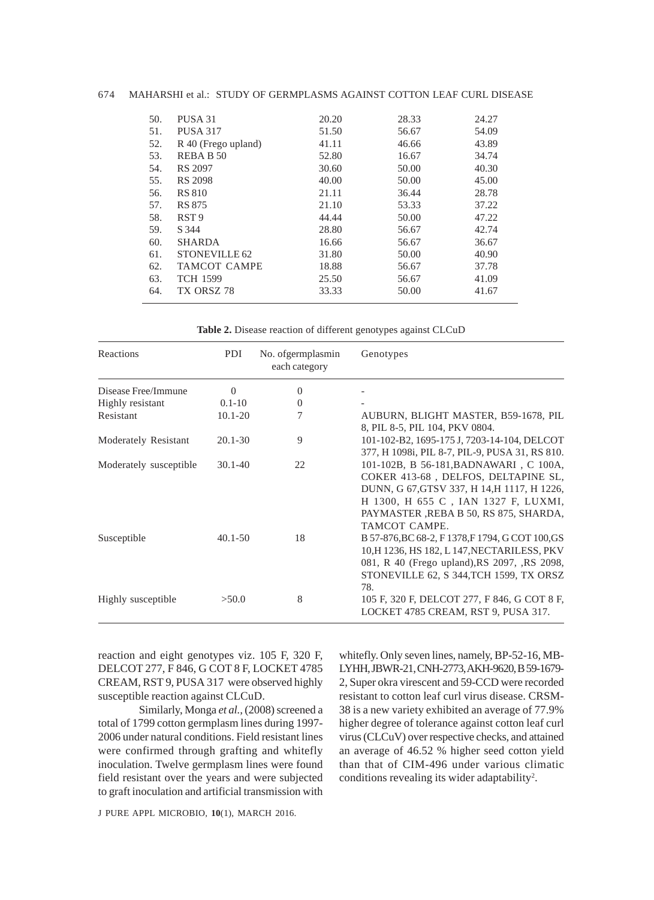| | | | | |
|---|---|---|---|---|
| 50. | PUSA 31 | 20.20 | 28.33 | 24.27 |
| 51. | PUSA 317 | 51.50 | 56.67 | 54.09 |
| 52. | R 40 (Frego upland) | 41.11 | 46.66 | 43.89 |
| 53. | REBA B 50 | 52.80 | 16.67 | 34.74 |
| 54. | RS 2097 | 30.60 | 50.00 | 40.30 |
| 55. | RS 2098 | 40.00 | 50.00 | 45.00 |
| 56. | RS 810 | 21.11 | 36.44 | 28.78 |
| 57. | RS 875 | 21.10 | 53.33 | 37.22 |
| 58. | RST 9 | 44.44 | 50.00 | 47.22 |
| 59. | S 344 | 28.80 | 56.67 | 42.74 |
| 60. | SHARDA | 16.66 | 56.67 | 36.67 |
| 61. | STONEVILLE 62 | 31.80 | 50.00 | 40.90 |
| 62. | TAMCOT CAMPE | 18.88 | 56.67 | 37.78 |
| 63. | TCH 1599 | 25.50 | 56.67 | 41.09 |
| 64. | TX ORSZ 78 | 33.33 | 50.00 | 41.67 |

**Table 2.** Disease reaction of different genotypes against CLCuD

| Reactions | PDI | No. ofgermplasmin each category | Genotypes |
|---|---|---|---|
| Disease Free/Immune | 0 | 0 | - |
| Highly resistant | 0.1-10 | 0 | - |
| Resistant | 10.1-20 | 7 | AUBURN, BLIGHT MASTER, B59-1678, PIL 8, PIL 8-5, PIL 104, PKV 0804. |
| Moderately Resistant | 20.1-30 | 9 | 101-102-B2, 1695-175 J, 7203-14-104, DELCOT 377, H 1098i, PIL 8-7, PIL-9, PUSA 31, RS 810. |
| Moderately susceptible | 30.1-40 | 22 | 101-102B, B 56-181,BADNAWARI , C 100A, COKER 413-68 , DELFOS, DELTAPINE SL, DUNN, G 67,GTSV 337, H 14,H 1117, H 1226, H 1300, H 655 C , IAN 1327 F, LUXMI, PAYMASTER ,REBA B 50, RS 875, SHARDA, TAMCOT CAMPE. |
| Susceptible | 40.1-50 | 18 | B 57-876,BC 68-2, F 1378,F 1794, G COT 100,GS 10,H 1236, HS 182, L 147,NECTARILESS, PKV 081, R 40 (Frego upland),RS 2097, ,RS 2098, STONEVILLE 62, S 344,TCH 1599, TX ORSZ 78. |
| Highly susceptible | >50.0 | 8 | 105 F, 320 F, DELCOT 277, F 846, G COT 8 F, LOCKET 4785 CREAM, RST 9, PUSA 317. |

reaction and eight genotypes viz. 105 F, 320 F, DELCOT 277, F 846, G COT 8 F, LOCKET 4785 CREAM, RST 9, PUSA 317 were observed highly susceptible reaction against CLCuD.

Similarly, Monga *et al.,* (2008) screened a total of 1799 cotton germplasm lines during 1997-2006 under natural conditions. Field resistant lines were confirmed through grafting and whitefly inoculation. Twelve germplasm lines were found field resistant over the years and were subjected to graft inoculation and artificial transmission with whitefly. Only seven lines, namely, BP-52-16, MB-LYHH, JBWR-21, CNH-2773, AKH-9620, B 59-1679-2, Super okra virescent and 59-CCD were recorded resistant to cotton leaf curl virus disease. CRSM-38 is a new variety exhibited an average of 77.9% higher degree of tolerance against cotton leaf curl virus (CLCuV) over respective checks, and attained an average of 46.52 % higher seed cotton yield than that of CIM-496 under various climatic conditions revealing its wider adaptability[2].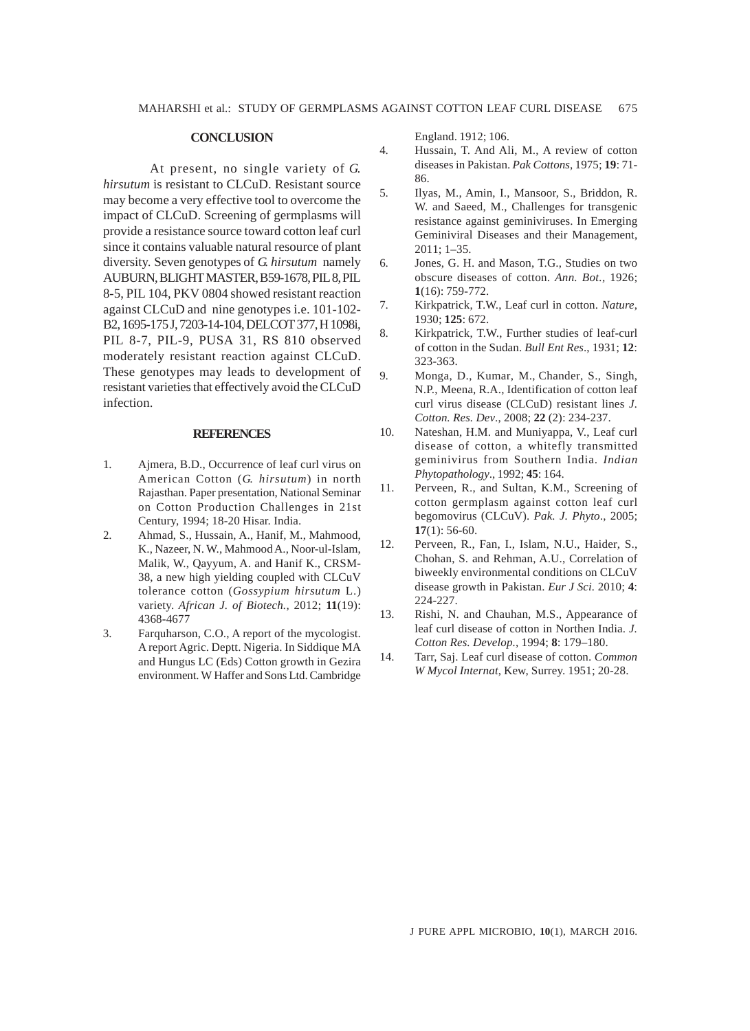## CONCLUSION

At present, no single variety of *G. hirsutum* is resistant to CLCuD. Resistant source may become a very effective tool to overcome the impact of CLCuD. Screening of germplasms will provide a resistance source toward cotton leaf curl since it contains valuable natural resource of plant diversity. Seven genotypes of *G. hirsutum* namely AUBURN, BLIGHT MASTER, B59-1678, PIL 8, PIL 8-5, PIL 104, PKV 0804 showed resistant reaction against CLCuD and nine genotypes i.e. 101-102-B2, 1695-175 J, 7203-14-104, DELCOT 377, H 1098i, PIL 8-7, PIL-9, PUSA 31, RS 810 observed moderately resistant reaction against CLCuD. These genotypes may leads to development of resistant varieties that effectively avoid the CLCuD infection.

## REFERENCES

1. Ajmera, B.D., Occurrence of leaf curl virus on American Cotton (*G. hirsutum*) in north Rajasthan. Paper presentation, National Seminar on Cotton Production Challenges in 21st Century, 1994; 18-20 Hisar. India.
2. Ahmad, S., Hussain, A., Hanif, M., Mahmood, K., Nazeer, N. W., Mahmood A., Noor-ul-Islam, Malik, W., Qayyum, A. and Hanif K., CRSM-38, a new high yielding coupled with CLCuV tolerance cotton (*Gossypium hirsutum* L.) variety. *African J. of Biotech.,* 2012; **11**(19): 4368-4677
3. Farquharson, C.O., A report of the mycologist. A report Agric. Deptt. Nigeria. In Siddique MA and Hungus LC (Eds) Cotton growth in Gezira environment. W Haffer and Sons Ltd. Cambridge England. 1912; 106.
4. Hussain, T. And Ali, M., A review of cotton diseases in Pakistan. *Pak Cottons*, 1975; **19**: 71-86.
5. Ilyas, M., Amin, I., Mansoor, S., Briddon, R. W. and Saeed, M., Challenges for transgenic resistance against geminiviruses. In Emerging Geminiviral Diseases and their Management, 2011; 1–35.
6. Jones, G. H. and Mason, T.G., Studies on two obscure diseases of cotton. *Ann. Bot.,* 1926; **1**(16): 759-772.
7. Kirkpatrick, T.W., Leaf curl in cotton. *Nature*, 1930; **125**: 672.
8. Kirkpatrick, T.W., Further studies of leaf-curl of cotton in the Sudan. *Bull Ent Res*., 1931; **12**: 323-363.
9. Monga, D., Kumar, M., Chander, S., Singh, N.P., Meena, R.A., Identification of cotton leaf curl virus disease (CLCuD) resistant lines *J. Cotton. Res. Dev*., 2008; **22** (2): 234-237.
10. Nateshan, H.M. and Muniyappa, V., Leaf curl disease of cotton, a whitefly transmitted geminivirus from Southern India. *Indian Phytopathology*., 1992; **45**: 164.
11. Perveen, R., and Sultan, K.M., Screening of cotton germplasm against cotton leaf curl begomovirus (CLCuV). *Pak. J. Phyto*., 2005; **17**(1): 56-60.
12. Perveen, R., Fan, I., Islam, N.U., Haider, S., Chohan, S. and Rehman, A.U., Correlation of biweekly environmental conditions on CLCuV disease growth in Pakistan. *Eur J Sci.* 2010; **4**: 224-227.
13. Rishi, N. and Chauhan, M.S., Appearance of leaf curl disease of cotton in Northen India. *J. Cotton Res. Develop.,* 1994; **8**: 179–180.
14. Tarr, Saj. Leaf curl disease of cotton. *Common W Mycol Internat*, Kew, Surrey. 1951; 20-28.